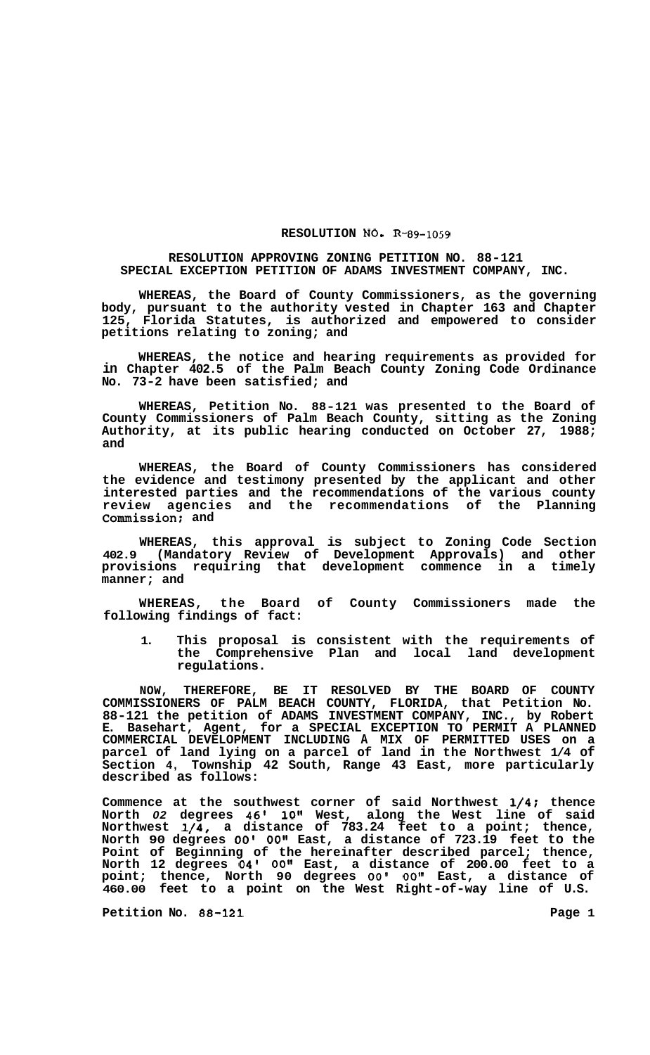**RESOLUTION NO. R-89-1059**

**RESOLUTION APPROVING ZONING PETITION NO. 88-121**
**SPECIAL EXCEPTION PETITION OF ADAMS INVESTMENT COMPANY, INC.**

WHEREAS, the Board of County Commissioners, as the governing body, pursuant to the authority vested in Chapter 163 and Chapter 125, Florida Statutes, is authorized and empowered to consider petitions relating to zoning; and

WHEREAS, the notice and hearing requirements as provided for in Chapter 402.5 of the Palm Beach County Zoning Code Ordinance No. 73-2 have been satisfied; and

WHEREAS, Petition No. 88-121 was presented to the Board of County Commissioners of Palm Beach County, sitting as the Zoning Authority, at its public hearing conducted on October 27, 1988; and

WHEREAS, the Board of County Commissioners has considered the evidence and testimony presented by the applicant and other interested parties and the recommendations of the various county review agencies and the recommendations of the Planning Commission; and

WHEREAS, this approval is subject to Zoning Code Section 402.9 (Mandatory Review of Development Approvals) and other provisions requiring that development commence in a timely manner; and

WHEREAS, the Board of County Commissioners made the following findings of fact:

1. This proposal is consistent with the requirements of the Comprehensive Plan and local land development regulations.

NOW, THEREFORE, BE IT RESOLVED BY THE BOARD OF COUNTY COMMISSIONERS OF PALM BEACH COUNTY, FLORIDA, that Petition No. 88-121 the petition of ADAMS INVESTMENT COMPANY, INC., by Robert E. Basehart, Agent, for a SPECIAL EXCEPTION TO PERMIT A PLANNED COMMERCIAL DEVELOPMENT INCLUDING A MIX OF PERMITTED USES on a parcel of land lying on a parcel of land in the Northwest 1/4 of Section 4, Township 42 South, Range 43 East, more particularly described as follows:

Commence at the southwest corner of said Northwest 1/4; thence North 02 degrees 46' 10" West, along the West line of said Northwest 1/4, a distance of 783.24 feet to a point; thence, North 90 degrees 00' 00" East, a distance of 723.19 feet to the Point of Beginning of the hereinafter described parcel; thence, North 12 degrees 04' 00" East, a distance of 200.00 feet to a point; thence, North 90 degrees 00' 00" East, a distance of 460.00 feet to a point on the West Right-of-way line of U.S.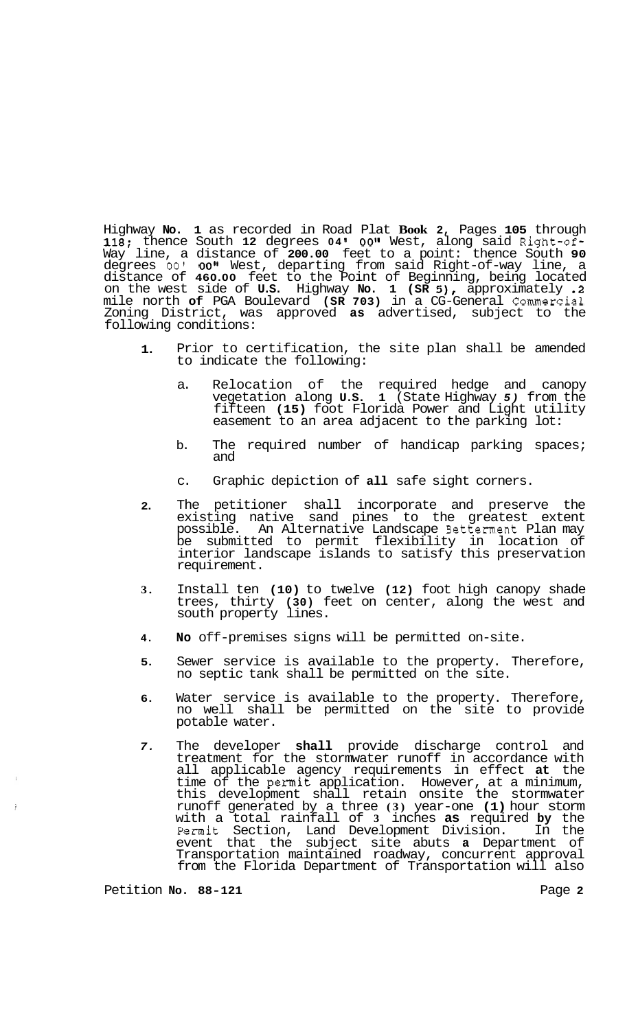Highway No. 1 as recorded in Road Plat Book 2, Pages 105 through 118; thence South 12 degrees 04' 00" West, along said Right-of-Way line, a distance of 200.00 feet to a point: thence South 90 degrees 00' 00" West, departing from said Right-of-way line, a distance of 460.00 feet to the Point of Beginning, being located on the west side of U.S. Highway No. 1 (SR 5), approximately .2 mile north of PGA Boulevard (SR 703) in a CG-General Commercial Zoning District, was approved as advertised, subject to the following conditions:

1. Prior to certification, the site plan shall be amended to indicate the following:

   a. Relocation of the required hedge and canopy vegetation along U.S. 1 (State Highway 5) from the fifteen (15) foot Florida Power and Light utility easement to an area adjacent to the parking lot:

   b. The required number of handicap parking spaces; and

   c. Graphic depiction of all safe sight corners.

2. The petitioner shall incorporate and preserve the existing native sand pines to the greatest extent possible. An Alternative Landscape Betterment Plan may be submitted to permit flexibility in location of interior landscape islands to satisfy this preservation requirement.

3. Install ten (10) to twelve (12) foot high canopy shade trees, thirty (30) feet on center, along the west and south property lines.

4. No off-premises signs will be permitted on-site.

5. Sewer service is available to the property. Therefore, no septic tank shall be permitted on the site.

6. Water service is available to the property. Therefore, no well shall be permitted on the site to provide potable water.

7. The developer shall provide discharge control and treatment for the stormwater runoff in accordance with all applicable agency requirements in effect at the time of the permit application. However, at a minimum, this development shall retain onsite the stormwater runoff generated by a three (3) year-one (1) hour storm with a total rainfall of 3 inches as required by the Permit Section, Land Development Division. In the event that the subject site abuts a Department of Transportation maintained roadway, concurrent approval from the Florida Department of Transportation will also

Petition No. 88-121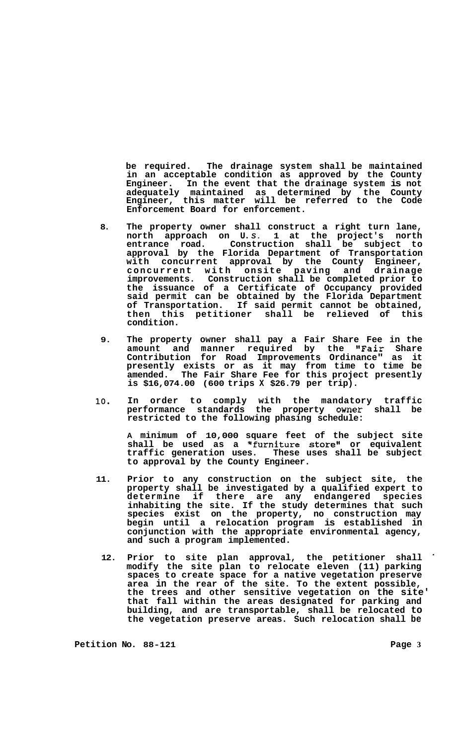be required. The drainage system shall be maintained in an acceptable condition as approved by the County Engineer. In the event that the drainage system is not adequately maintained as determined by the County Engineer, this matter will be referred to the Code Enforcement Board for enforcement.

8. The property owner shall construct a right turn lane, north approach on U.S. 1 at the project's north entrance road. Construction shall be subject to approval by the Florida Department of Transportation with concurrent approval by the County Engineer, concurrent with onsite paving and drainage improvements. Construction shall be completed prior to the issuance of a Certificate of Occupancy provided said permit can be obtained by the Florida Department of Transportation. If said permit cannot be obtained, then this petitioner shall be relieved of this condition.

9. The property owner shall pay a Fair Share Fee in the amount and manner required by the "Fair Share Contribution for Road Improvements Ordinance" as it presently exists or as it may from time to time be amended. The Fair Share Fee for this project presently is $16,074.00 (600 trips X $26.79 per trip).

10. In order to comply with the mandatory traffic performance standards the property owner shall be restricted to the following phasing schedule:

    A minimum of 10,000 square feet of the subject site shall be used as a "furniture store" or equivalent traffic generation uses. These uses shall be subject to approval by the County Engineer.

11. Prior to any construction on the subject site, the property shall be investigated by a qualified expert to determine if there are any endangered species inhabiting the site. If the study determines that such species exist on the property, no construction may begin until a relocation program is established in conjunction with the appropriate environmental agency, and such a program implemented.

12. Prior to site plan approval, the petitioner shall modify the site plan to relocate eleven (11) parking spaces to create space for a native vegetation preserve area in the rear of the site. To the extent possible, the trees and other sensitive vegetation on the site that fall within the areas designated for parking and building, and are transportable, shall be relocated to the vegetation preserve areas. Such relocation shall be

Petition No. 88-121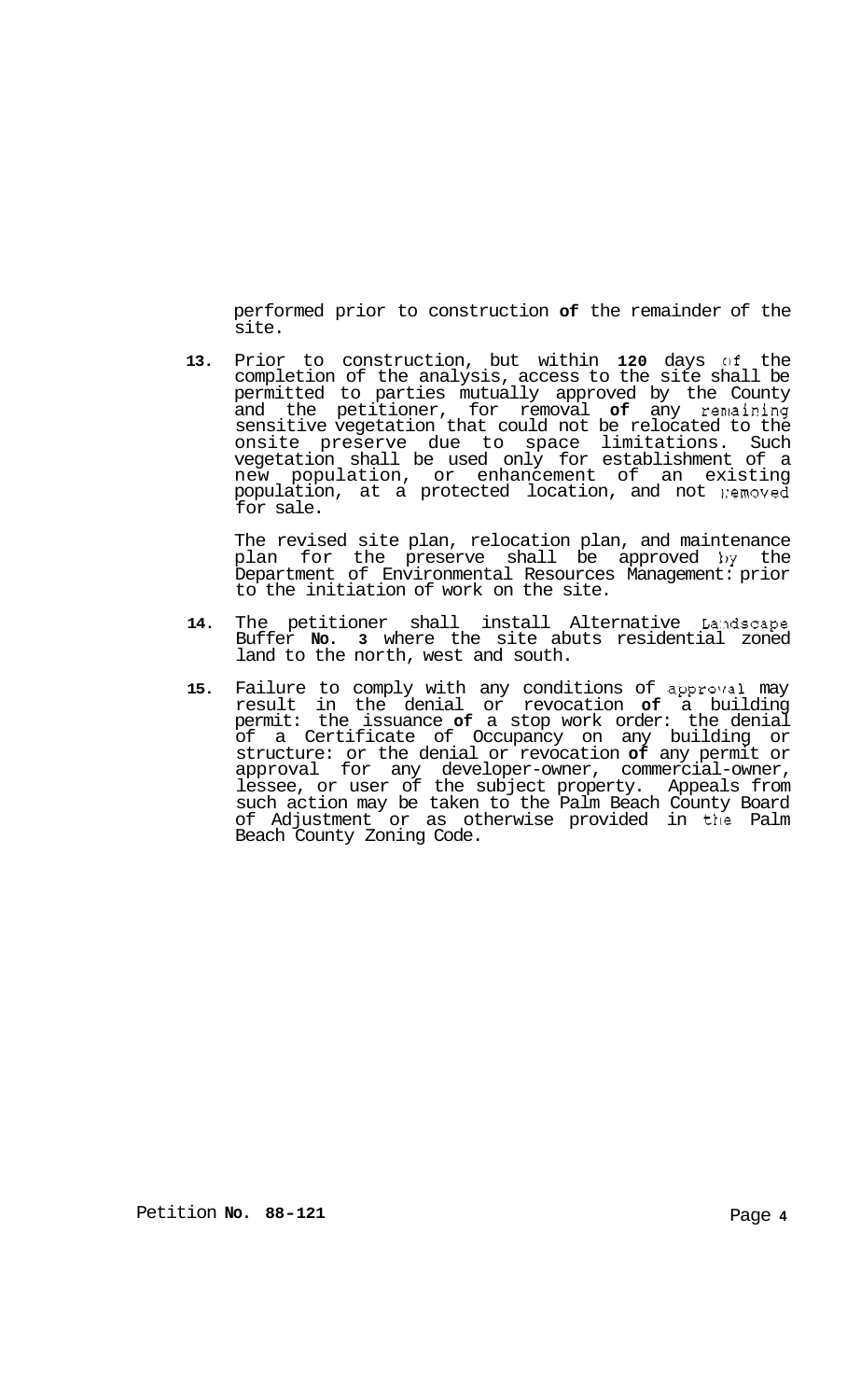performed prior to construction **of** the remainder of the site.

13. Prior to construction, but within **120** days of the completion of the analysis, access to the site shall be permitted to parties mutually approved by the County and the petitioner, for removal **of** any remaining sensitive vegetation that could not be relocated to the onsite preserve due to space limitations. Such vegetation shall be used only for establishment of a new population, or enhancement of an existing population, at a protected location, and not removed for sale.

    The revised site plan, relocation plan, and maintenance plan for the preserve shall be approved by the Department of Environmental Resources Management: prior to the initiation of work on the site.

14. The petitioner shall install Alternative Landscape Buffer **No. 3** where the site abuts residential zoned land to the north, west and south.

15. Failure to comply with any conditions of approval may result in the denial or revocation **of** a building permit: the issuance **of** a stop work order: the denial of a Certificate of Occupancy on any building or structure: or the denial or revocation **of** any permit or approval for any developer-owner, commercial-owner, lessee, or user of the subject property. Appeals from such action may be taken to the Palm Beach County Board of Adjustment or as otherwise provided in the Palm Beach County Zoning Code.

Petition **No. 88-121**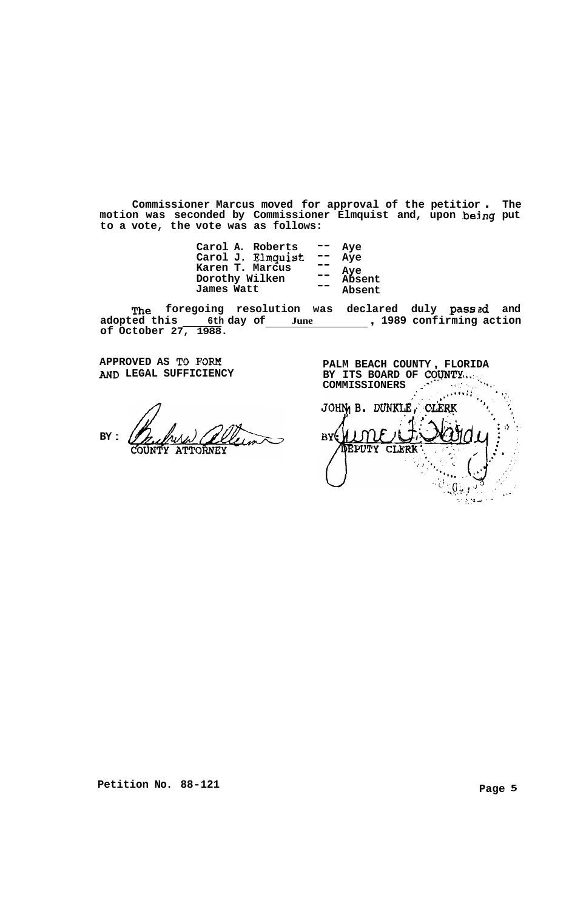Commissioner Marcus moved for approval of the petitior . The motion was seconded by Commissioner Elmquist and, upon being put to a vote, the vote was as follows:

| | | |
|---|---|---|
| Carol A. Roberts | -- | Aye |
| Carol J. Elmquist | -- | Aye |
| Karen T. Marcus | -- | Aye |
| Dorothy Wilken | -- | Absent |
| James Watt | -- | Absent |

The foregoing resolution was declared duly passed and adopted this 6th day of June, 1989 confirming action of October 27, 1988.

APPROVED AS TO FORM AND LEGAL SUFFICIENCY

BY: [signature]
COUNTY ATTORNEY

PALM BEACH COUNTY, FLORIDA
BY ITS BOARD OF COUNTY COMMISSIONERS

JOHN B. DUNKLE, CLERK

BY: [signature]
DEPUTY CLERK

Petition No. 88-121